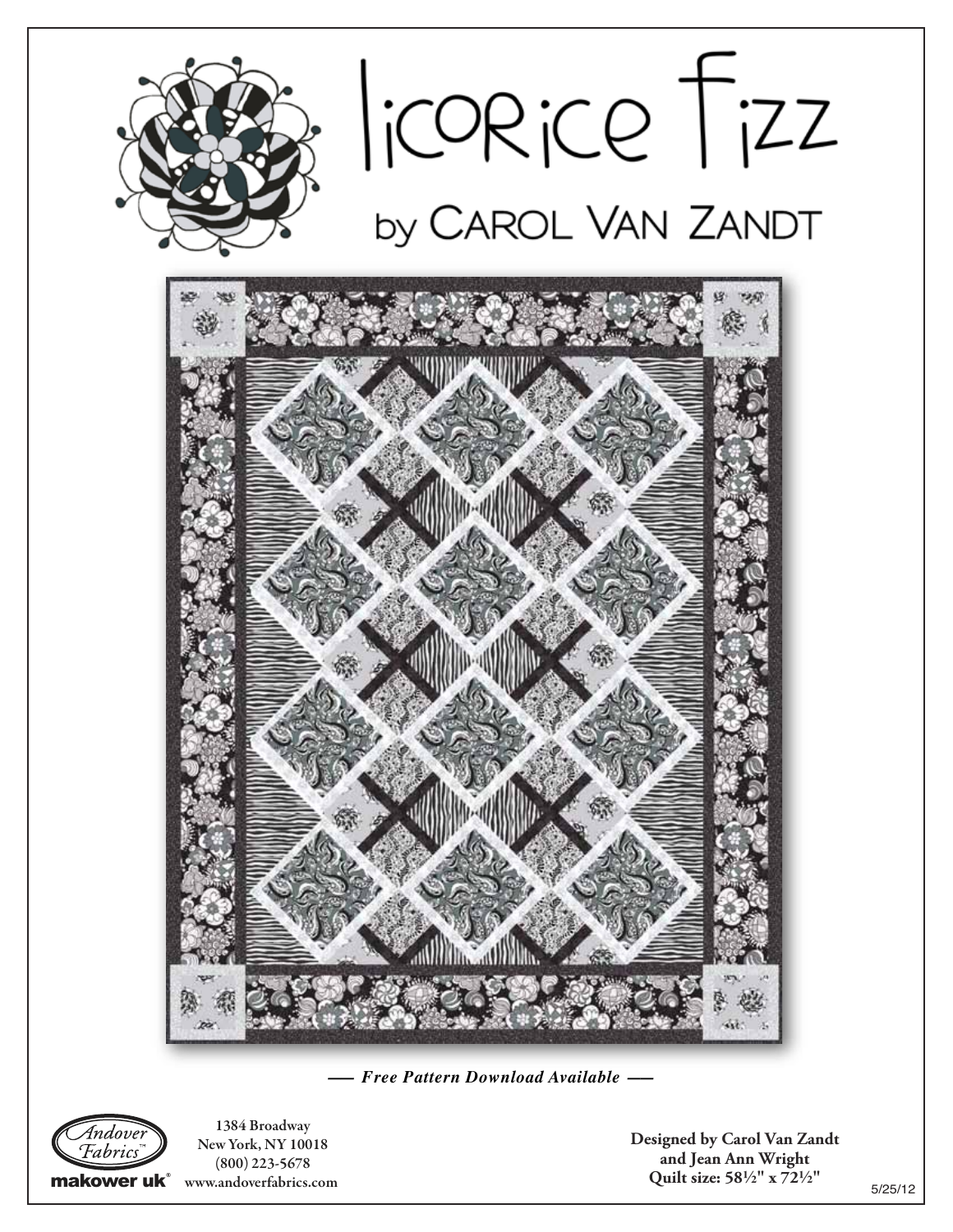# licorice fizz

## by CAROL VAN ZANDT

*— Free Pattern Download Available —*

Andover Fabrics™

makower uk®

1384 Broadway
New York, NY 10018
(800) 223-5678
www.andoverfabrics.com

**Designed by Carol Van Zandt and Jean Ann Wright**
**Quilt size: 58½" x 72½"**

5/25/12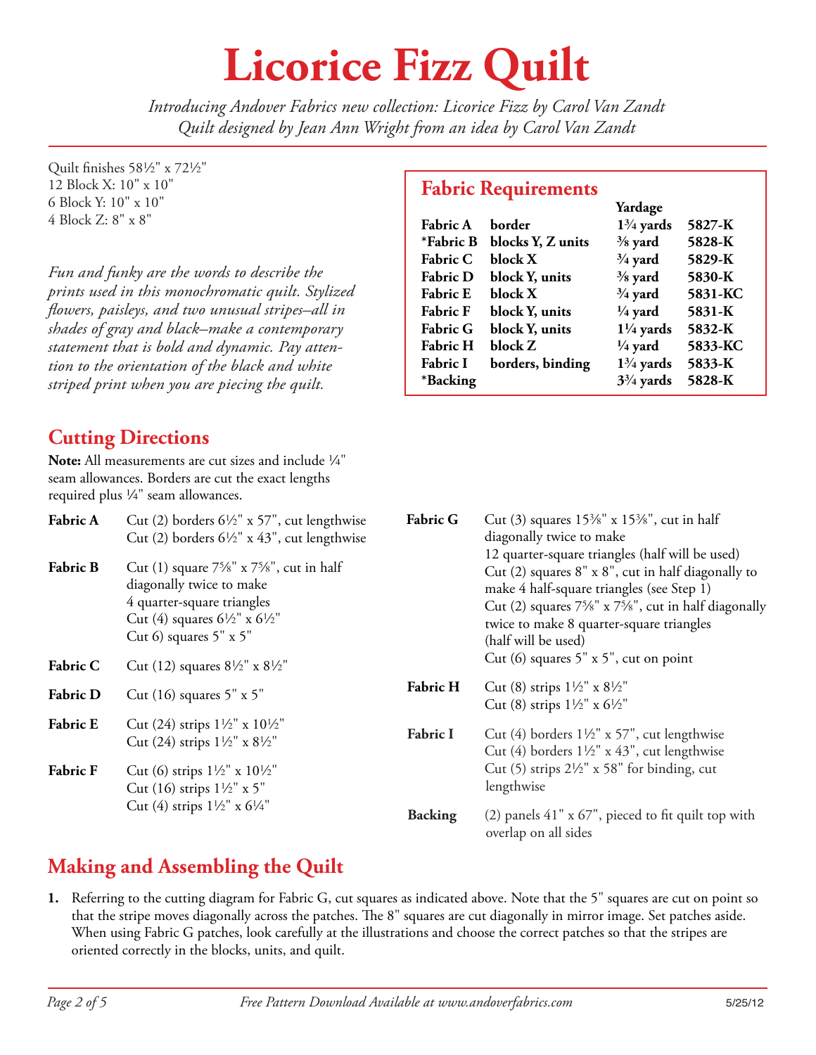# Licorice Fizz Quilt

*Introducing Andover Fabrics new collection: Licorice Fizz by Carol Van Zandt*
*Quilt designed by Jean Ann Wright from an idea by Carol Van Zandt*

Quilt finishes 58½" x 72½"
12 Block X: 10" x 10"
6 Block Y: 10" x 10"
4 Block Z: 8" x 8"

*Fun and funky are the words to describe the prints used in this monochromatic quilt. Stylized flowers, paisleys, and two unusual stripes–all in shades of gray and black–make a contemporary statement that is bold and dynamic. Pay attention to the orientation of the black and white striped print when you are piecing the quilt.*

## Fabric Requirements

| | | Yardage | |
|---|---|---|---|
| **Fabric A** | **border** | **1¾ yards** | **5827-K** |
| **\*Fabric B** | **blocks Y, Z units** | **⅜ yard** | **5828-K** |
| **Fabric C** | **block X** | **¾ yard** | **5829-K** |
| **Fabric D** | **block Y, units** | **⅜ yard** | **5830-K** |
| **Fabric E** | **block X** | **¾ yard** | **5831-KC** |
| **Fabric F** | **block Y, units** | **¼ yard** | **5831-K** |
| **Fabric G** | **block Y, units** | **1¼ yards** | **5832-K** |
| **Fabric H** | **block Z** | **¼ yard** | **5833-KC** |
| **Fabric I** | **borders, binding** | **1¾ yards** | **5833-K** |
| **\*Backing** | | **3¾ yards** | **5828-K** |

## Cutting Directions

**Note:** All measurements are cut sizes and include ¼" seam allowances. Borders are cut the exact lengths required plus ¼" seam allowances.

**Fabric A**
Cut (2) borders 6½" x 57", cut lengthwise
Cut (2) borders 6½" x 43", cut lengthwise

**Fabric B**
Cut (1) square 7⅝" x 7⅝", cut in half diagonally twice to make 4 quarter-square triangles
Cut (4) squares 6½" x 6½"
Cut 6) squares 5" x 5"

**Fabric C**
Cut (12) squares 8½" x 8½"

**Fabric D**
Cut (16) squares 5" x 5"

**Fabric E**
Cut (24) strips 1½" x 10½"
Cut (24) strips 1½" x 8½"

**Fabric F**
Cut (6) strips 1½" x 10½"
Cut (16) strips 1½" x 5"
Cut (4) strips 1½" x 6¼"

**Fabric G**
Cut (3) squares 15⅜" x 15⅜", cut in half diagonally twice to make 12 quarter-square triangles (half will be used)
Cut (2) squares 8" x 8", cut in half diagonally to make 4 half-square triangles (see Step 1)
Cut (2) squares 7⅝" x 7⅝", cut in half diagonally twice to make 8 quarter-square triangles (half will be used)
Cut (6) squares 5" x 5", cut on point

**Fabric H**
Cut (8) strips 1½" x 8½"
Cut (8) strips 1½" x 6½"

**Fabric I**
Cut (4) borders 1½" x 57", cut lengthwise
Cut (4) borders 1½" x 43", cut lengthwise
Cut (5) strips 2½" x 58" for binding, cut lengthwise

**Backing**
(2) panels 41" x 67", pieced to fit quilt top with overlap on all sides

## Making and Assembling the Quilt

1. Referring to the cutting diagram for Fabric G, cut squares as indicated above. Note that the 5" squares are cut on point so that the stripe moves diagonally across the patches. The 8" squares are cut diagonally in mirror image. Set patches aside. When using Fabric G patches, look carefully at the illustrations and choose the correct patches so that the stripes are oriented correctly in the blocks, units, and quilt.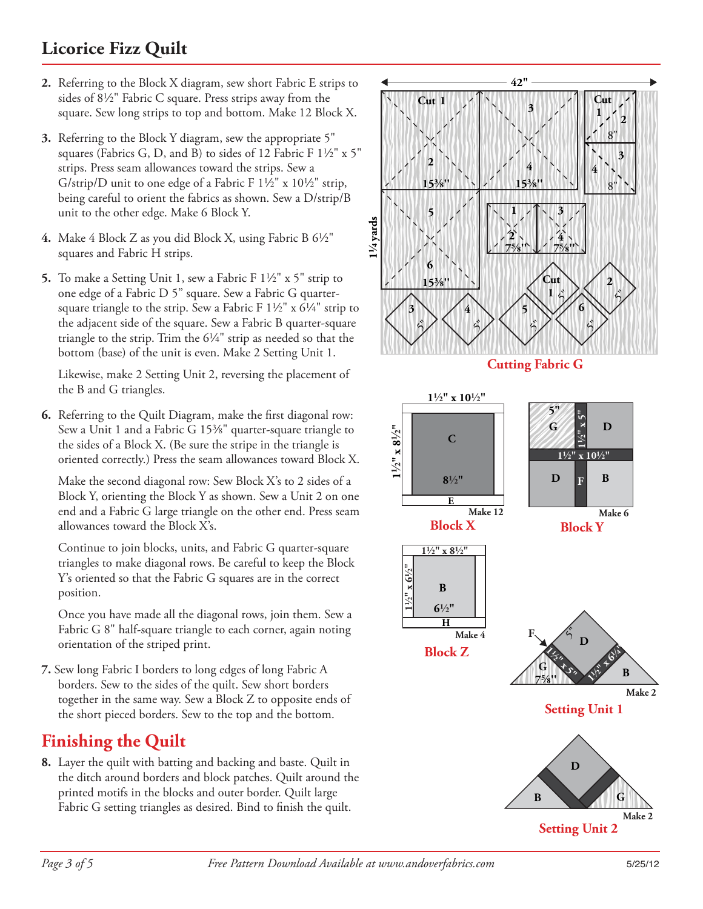# Licorice Fizz Quilt

2. Referring to the Block X diagram, sew short Fabric E strips to sides of 8½" Fabric C square. Press strips away from the square. Sew long strips to top and bottom. Make 12 Block X.

3. Referring to the Block Y diagram, sew the appropriate 5" squares (Fabrics G, D, and B) to sides of 12 Fabric F 1½" x 5" strips. Press seam allowances toward the strips. Sew a G/strip/D unit to one edge of a Fabric F 1½" x 10½" strip, being careful to orient the fabrics as shown. Sew a D/strip/B unit to the other edge. Make 6 Block Y.

4. Make 4 Block Z as you did Block X, using Fabric B 6½" squares and Fabric H strips.

5. To make a Setting Unit 1, sew a Fabric F 1½" x 5" strip to one edge of a Fabric D 5" square. Sew a Fabric G quarter-square triangle to the strip. Sew a Fabric F 1½" x 6¼" strip to the adjacent side of the square. Sew a Fabric B quarter-square triangle to the strip. Trim the 6¼" strip as needed so that the bottom (base) of the unit is even. Make 2 Setting Unit 1.

   Likewise, make 2 Setting Unit 2, reversing the placement of the B and G triangles.

6. Referring to the Quilt Diagram, make the first diagonal row: Sew a Unit 1 and a Fabric G 15⅜" quarter-square triangle to the sides of a Block X. (Be sure the stripe in the triangle is oriented correctly.) Press the seam allowances toward Block X.

   Make the second diagonal row: Sew Block X's to 2 sides of a Block Y, orienting the Block Y as shown. Sew a Unit 2 on one end and a Fabric G large triangle on the other end. Press seam allowances toward the Block X's.

   Continue to join blocks, units, and Fabric G quarter-square triangles to make diagonal rows. Be careful to keep the Block Y's oriented so that the Fabric G squares are in the correct position.

   Once you have made all the diagonal rows, join them. Sew a Fabric G 8" half-square triangle to each corner, again noting orientation of the striped print.

7. Sew long Fabric I borders to long edges of long Fabric A borders. Sew to the sides of the quilt. Sew short borders together in the same way. Sew a Block Z to opposite ends of the short pieced borders. Sew to the top and the bottom.

## Finishing the Quilt

8. Layer the quilt with batting and backing and baste. Quilt in the ditch around borders and block patches. Quilt around the printed motifs in the blocks and outer border. Quilt large Fabric G setting triangles as desired. Bind to finish the quilt.

Cutting Fabric G

Block X

Block Y

Block Z

Setting Unit 1

Setting Unit 2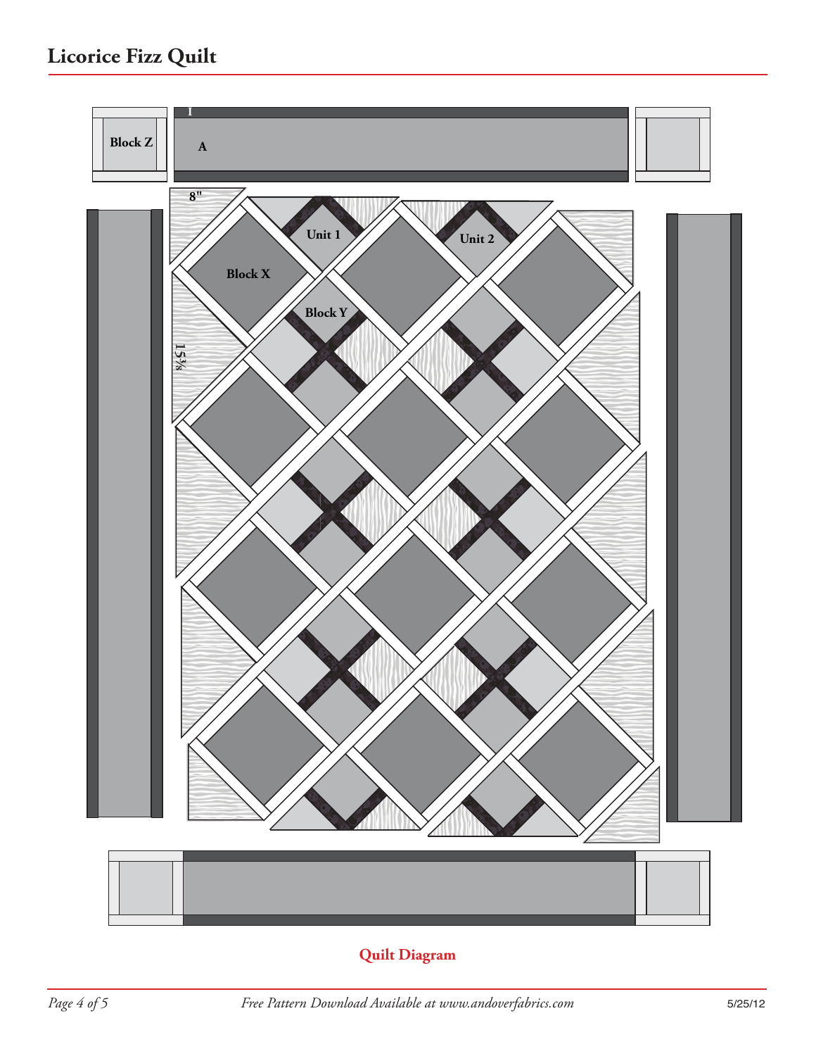# Licorice Fizz Quilt

Block Z

I

A

8"

Unit 1

Unit 2

Block X

Block Y

15⅜

**Quilt Diagram**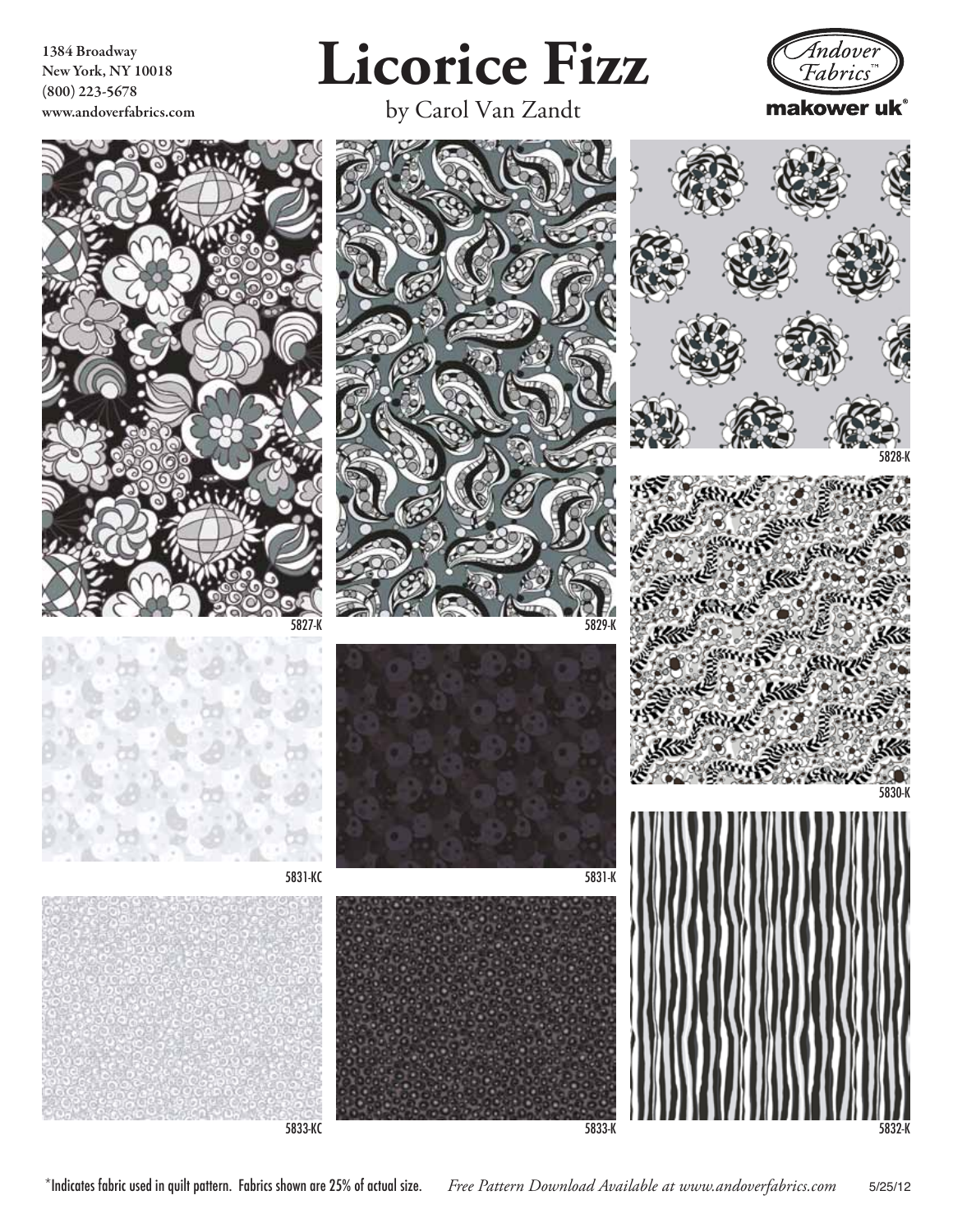1384 Broadway
New York, NY 10018
(800) 223-5678
www.andoverfabrics.com

# Licorice Fizz

by Carol Van Zandt

Andover Fabrics™
makower uk®

5827-K

5829-K

5828-K

5830-K

5831-KC

5831-K

5833-KC

5833-K

5832-K

*Indicates fabric used in quilt pattern. Fabrics shown are 25% of actual size. *Free Pattern Download Available at www.andoverfabrics.com* 5/25/12